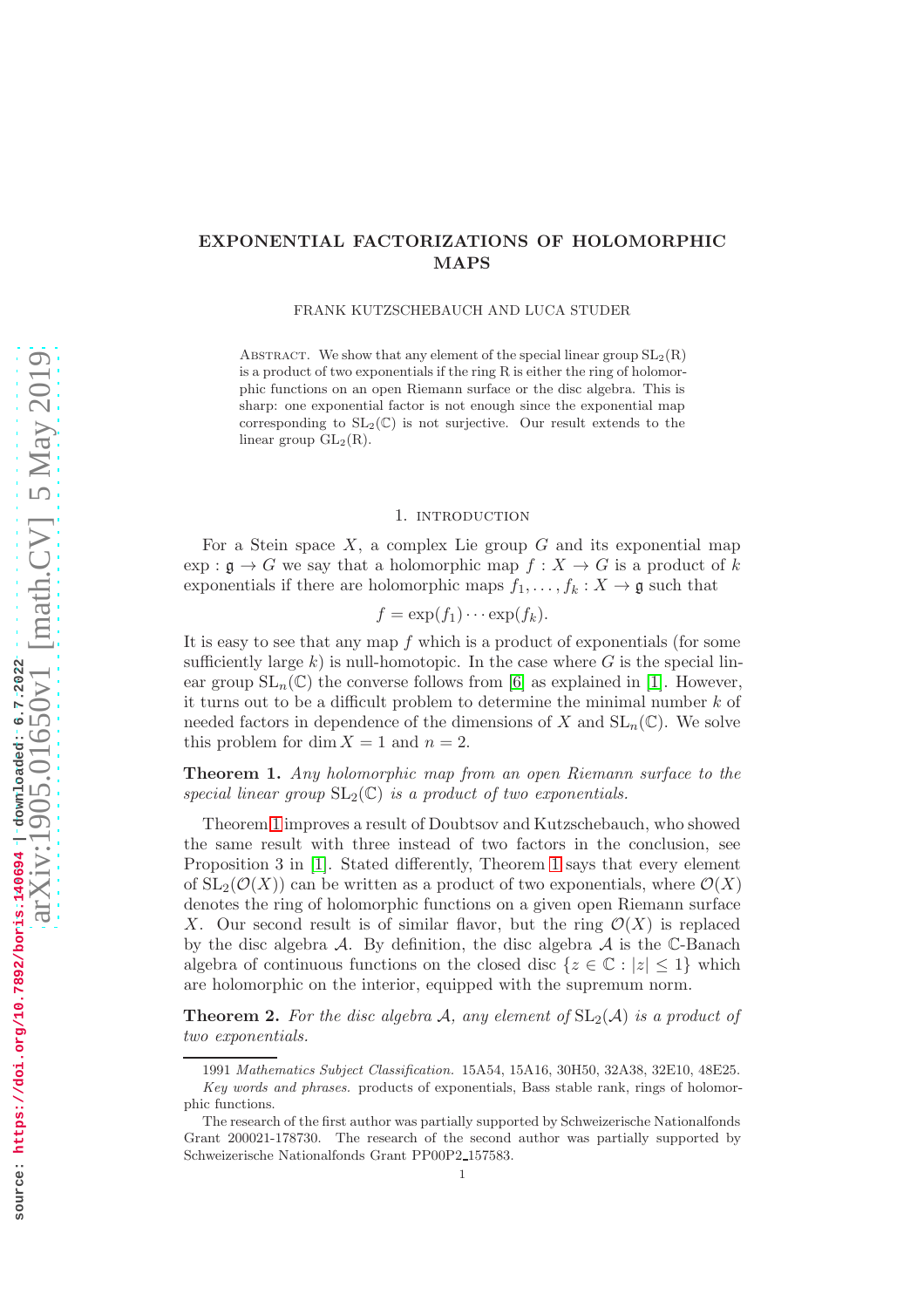# EXPONENTIAL FACTORIZATIONS OF HOLOMORPHIC MAPS

FRANK KUTZSCHEBAUCH AND LUCA STUDER

Abstract. We show that any element of the special linear group $\mathrm{SL}_2(\mathrm{R})$ is a product of two exponentials if the ring R is either the ring of holomorphic functions on an open Riemann surface or the disc algebra. This is sharp: one exponential factor is not enough since the exponential map corresponding to $\mathrm{SL}_2(\mathbb{C})$ is not surjective. Our result extends to the linear group $\mathrm{GL}_2(\mathrm{R})$.

## 1. Introduction

For a Stein space $X$, a complex Lie group $G$ and its exponential map $\exp : \mathfrak{g} \to G$ we say that a holomorphic map $f : X \to G$ is a product of $k$ exponentials if there are holomorphic maps $f_1, \ldots, f_k : X \to \mathfrak{g}$ such that

$$f = \exp(f_1) \cdots \exp(f_k).$$

It is easy to see that any map $f$ which is a product of exponentials (for some sufficiently large $k$) is null-homotopic. In the case where $G$ is the special linear group $\mathrm{SL}_n(\mathbb{C})$ the converse follows from [6] as explained in [1]. However, it turns out to be a difficult problem to determine the minimal number $k$ of needed factors in dependence of the dimensions of $X$ and $\mathrm{SL}_n(\mathbb{C})$. We solve this problem for $\dim X = 1$ and $n = 2$.

**Theorem 1.** *Any holomorphic map from an open Riemann surface to the special linear group $\mathrm{SL}_2(\mathbb{C})$ is a product of two exponentials.*

Theorem 1 improves a result of Doubtsov and Kutzschebauch, who showed the same result with three instead of two factors in the conclusion, see Proposition 3 in [1]. Stated differently, Theorem 1 says that every element of $\mathrm{SL}_2(\mathcal{O}(X))$ can be written as a product of two exponentials, where $\mathcal{O}(X)$ denotes the ring of holomorphic functions on a given open Riemann surface $X$. Our second result is of similar flavor, but the ring $\mathcal{O}(X)$ is replaced by the disc algebra $\mathcal{A}$. By definition, the disc algebra $\mathcal{A}$ is the $\mathbb{C}$-Banach algebra of continuous functions on the closed disc $\{z \in \mathbb{C} : |z| \leq 1\}$ which are holomorphic on the interior, equipped with the supremum norm.

**Theorem 2.** *For the disc algebra $\mathcal{A}$, any element of $\mathrm{SL}_2(\mathcal{A})$ is a product of two exponentials.*

---

1991 *Mathematics Subject Classification.* 15A54, 15A16, 30H50, 32A38, 32E10, 48E25.

*Key words and phrases.* products of exponentials, Bass stable rank, rings of holomorphic functions.

The research of the first author was partially supported by Schweizerische Nationalfonds Grant 200021-178730. The research of the second author was partially supported by Schweizerische Nationalfonds Grant PP00P2_157583.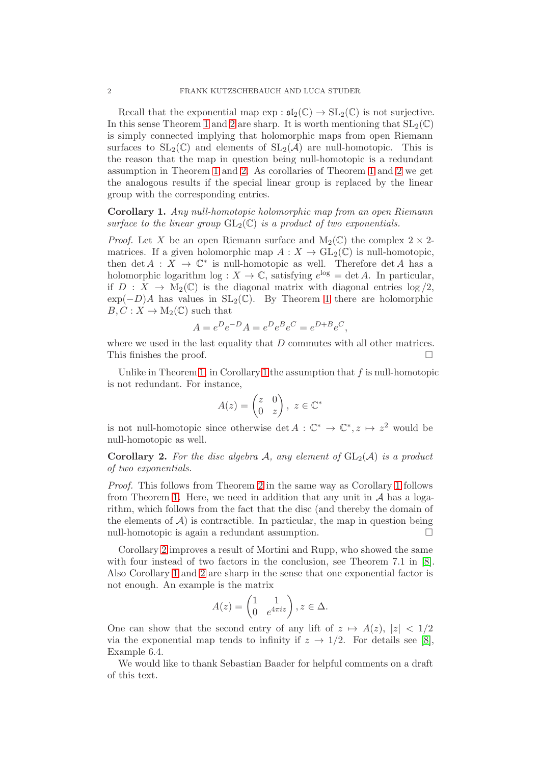Recall that the exponential map $\exp : \mathfrak{sl}_2(\mathbb{C}) \to \mathrm{SL}_2(\mathbb{C})$ is not surjective. In this sense Theorem 1 and 2 are sharp. It is worth mentioning that $\mathrm{SL}_2(\mathbb{C})$ is simply connected implying that holomorphic maps from open Riemann surfaces to $\mathrm{SL}_2(\mathbb{C})$ and elements of $\mathrm{SL}_2(\mathcal{A})$ are null-homotopic. This is the reason that the map in question being null-homotopic is a redundant assumption in Theorem 1 and 2. As corollaries of Theorem 1 and 2 we get the analogous results if the special linear group is replaced by the linear group with the corresponding entries.

**Corollary 1.** *Any null-homotopic holomorphic map from an open Riemann surface to the linear group $\mathrm{GL}_2(\mathbb{C})$ is a product of two exponentials.*

*Proof.* Let $X$ be an open Riemann surface and $\mathrm{M}_2(\mathbb{C})$ the complex $2 \times 2$-matrices. If a given holomorphic map $A : X \to \mathrm{GL}_2(\mathbb{C})$ is null-homotopic, then $\det A : X \to \mathbb{C}^*$ is null-homotopic as well. Therefore $\det A$ has a holomorphic logarithm $\log : X \to \mathbb{C}$, satisfying $e^{\log} = \det A$. In particular, if $D : X \to \mathrm{M}_2(\mathbb{C})$ is the diagonal matrix with diagonal entries $\log/2$, $\exp(-D)A$ has values in $\mathrm{SL}_2(\mathbb{C})$. By Theorem 1 there are holomorphic $B, C : X \to \mathrm{M}_2(\mathbb{C})$ such that

$$A = e^D e^{-D} A = e^D e^B e^C = e^{D+B} e^C,$$

where we used in the last equality that $D$ commutes with all other matrices. This finishes the proof. $\square$

Unlike in Theorem 1, in Corollary 1 the assumption that $f$ is null-homotopic is not redundant. For instance,

$$A(z) = \begin{pmatrix} z & 0 \\ 0 & z \end{pmatrix}, \ z \in \mathbb{C}^*$$

is not null-homotopic since otherwise $\det A : \mathbb{C}^* \to \mathbb{C}^*, z \mapsto z^2$ would be null-homotopic as well.

**Corollary 2.** *For the disc algebra $\mathcal{A}$, any element of $\mathrm{GL}_2(\mathcal{A})$ is a product of two exponentials.*

*Proof.* This follows from Theorem 2 in the same way as Corollary 1 follows from Theorem 1. Here, we need in addition that any unit in $\mathcal{A}$ has a logarithm, which follows from the fact that the disc (and thereby the domain of the elements of $\mathcal{A}$) is contractible. In particular, the map in question being null-homotopic is again a redundant assumption. $\square$

Corollary 2 improves a result of Mortini and Rupp, who showed the same with four instead of two factors in the conclusion, see Theorem 7.1 in [8]. Also Corollary 1 and 2 are sharp in the sense that one exponential factor is not enough. An example is the matrix

$$A(z) = \begin{pmatrix} 1 & 1 \\ 0 & e^{4\pi i z} \end{pmatrix}, z \in \Delta.$$

One can show that the second entry of any lift of $z \mapsto A(z)$, $|z| < 1/2$ via the exponential map tends to infinity if $z \to 1/2$. For details see [8], Example 6.4.

We would like to thank Sebastian Baader for helpful comments on a draft of this text.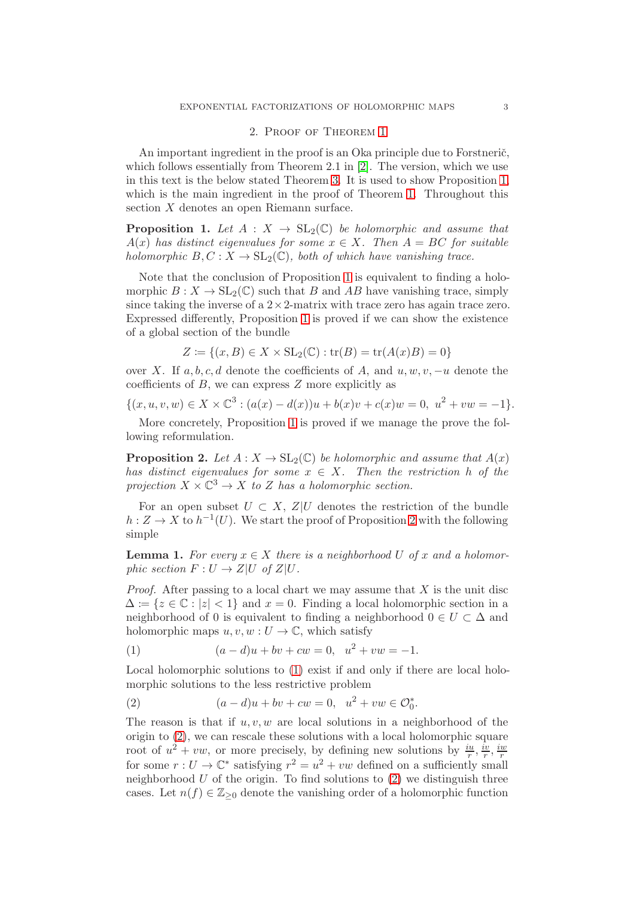## 2. Proof of Theorem 1

An important ingredient in the proof is an Oka principle due to Forstnerič, which follows essentially from Theorem 2.1 in [2]. The version, which we use in this text is the below stated Theorem 3. It is used to show Proposition 1, which is the main ingredient in the proof of Theorem 1. Throughout this section $X$ denotes an open Riemann surface.

**Proposition 1.** *Let $A : X \to \mathrm{SL}_2(\mathbb{C})$ be holomorphic and assume that $A(x)$ has distinct eigenvalues for some $x \in X$. Then $A = BC$ for suitable holomorphic $B, C : X \to \mathrm{SL}_2(\mathbb{C})$, both of which have vanishing trace.*

Note that the conclusion of Proposition 1 is equivalent to finding a holomorphic $B : X \to \mathrm{SL}_2(\mathbb{C})$ such that $B$ and $AB$ have vanishing trace, simply since taking the inverse of a $2\times2$-matrix with trace zero has again trace zero. Expressed differently, Proposition 1 is proved if we can show the existence of a global section of the bundle

$$Z := \{(x, B) \in X \times \mathrm{SL}_2(\mathbb{C}) : \mathrm{tr}(B) = \mathrm{tr}(A(x)B) = 0\}$$

over $X$. If $a, b, c, d$ denote the coefficients of $A$, and $u, w, v, -u$ denote the coefficients of $B$, we can express $Z$ more explicitly as

$$\{(x, u, v, w) \in X \times \mathbb{C}^3 : (a(x) - d(x))u + b(x)v + c(x)w = 0,\ u^2 + vw = -1\}.$$

More concretely, Proposition 1 is proved if we manage the prove the following reformulation.

**Proposition 2.** *Let $A : X \to \mathrm{SL}_2(\mathbb{C})$ be holomorphic and assume that $A(x)$ has distinct eigenvalues for some $x \in X$. Then the restriction $h$ of the projection $X \times \mathbb{C}^3 \to X$ to $Z$ has a holomorphic section.*

For an open subset $U \subset X$, $Z|U$ denotes the restriction of the bundle $h : Z \to X$ to $h^{-1}(U)$. We start the proof of Proposition 2 with the following simple

**Lemma 1.** *For every $x \in X$ there is a neighborhood $U$ of $x$ and a holomorphic section $F : U \to Z|U$ of $Z|U$.*

*Proof.* After passing to a local chart we may assume that $X$ is the unit disc $\Delta := \{z \in \mathbb{C} : |z| < 1\}$ and $x = 0$. Finding a local holomorphic section in a neighborhood of 0 is equivalent to finding a neighborhood $0 \in U \subset \Delta$ and holomorphic maps $u, v, w : U \to \mathbb{C}$, which satisfy

$$(a - d)u + bv + cw = 0, \quad u^2 + vw = -1. \tag{1}$$

Local holomorphic solutions to (1) exist if and only if there are local holomorphic solutions to the less restrictive problem

$$(a - d)u + bv + cw = 0, \quad u^2 + vw \in \mathcal{O}_0^*. \tag{2}$$

The reason is that if $u, v, w$ are local solutions in a neighborhood of the origin to (2), we can rescale these solutions with a local holomorphic square root of $u^2 + vw$, or more precisely, by defining new solutions by $\frac{iu}{r}, \frac{iv}{r}, \frac{iw}{r}$ for some $r : U \to \mathbb{C}^*$ satisfying $r^2 = u^2 + vw$ defined on a sufficiently small neighborhood $U$ of the origin. To find solutions to (2) we distinguish three cases. Let $n(f) \in \mathbb{Z}_{\geq 0}$ denote the vanishing order of a holomorphic function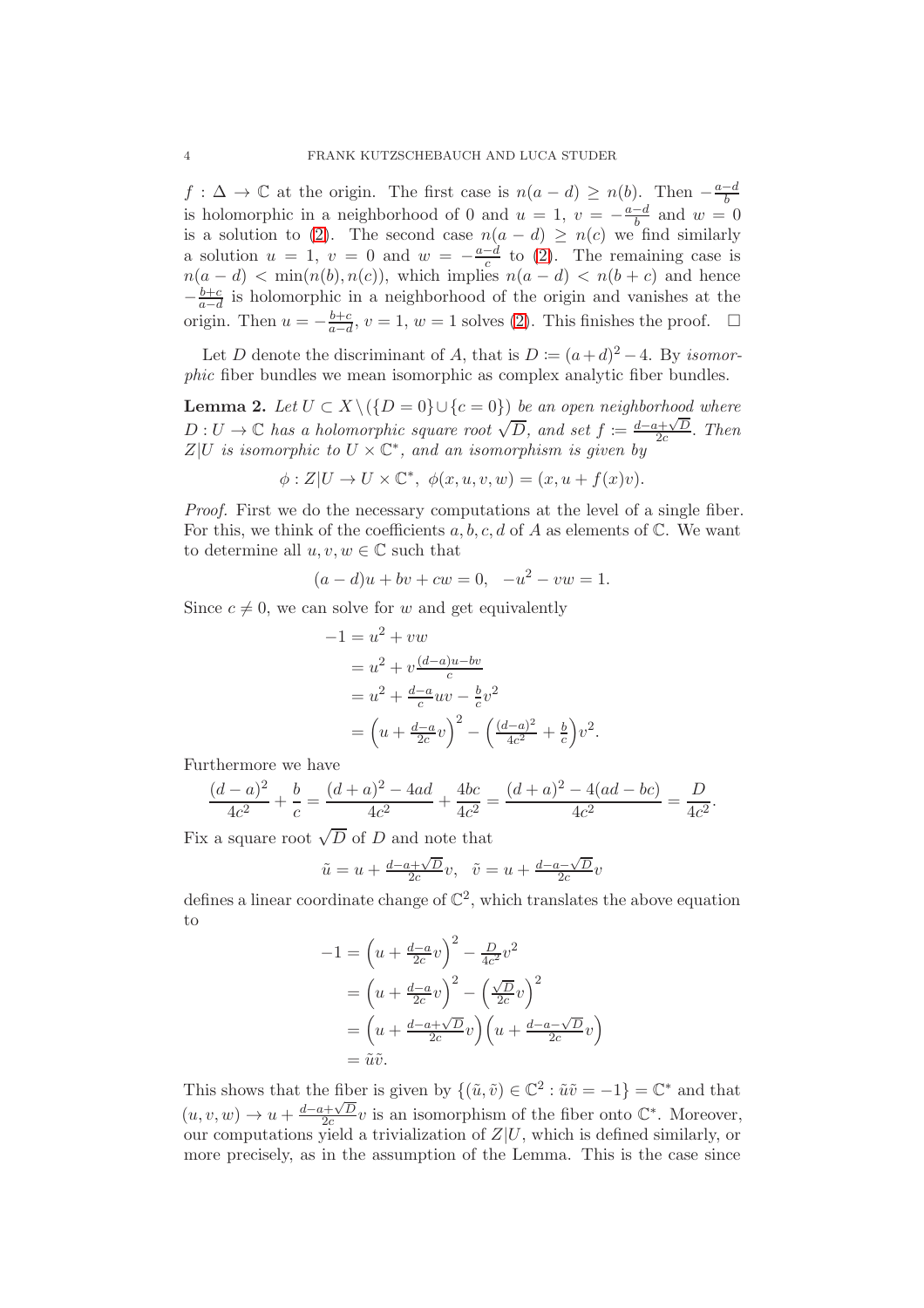$f : \Delta \to \mathbb{C}$ at the origin. The first case is $n(a-d) \geq n(b)$. Then $-\frac{a-d}{b}$ is holomorphic in a neighborhood of 0 and $u = 1$, $v = -\frac{a-d}{b}$ and $w = 0$ is a solution to (2). The second case $n(a-d) \geq n(c)$ we find similarly a solution $u = 1$, $v = 0$ and $w = -\frac{a-d}{c}$ to (2). The remaining case is $n(a-d) < \min(n(b), n(c))$, which implies $n(a-d) < n(b+c)$ and hence $-\frac{b+c}{a-d}$ is holomorphic in a neighborhood of the origin and vanishes at the origin. Then $u = -\frac{b+c}{a-d}$, $v = 1$, $w = 1$ solves (2). This finishes the proof. $\square$

Let $D$ denote the discriminant of $A$, that is $D \coloneqq (a+d)^2 - 4$. By *isomorphic* fiber bundles we mean isomorphic as complex analytic fiber bundles.

**Lemma 2.** *Let $U \subset X \setminus (\{D = 0\} \cup \{c = 0\})$ be an open neighborhood where $D : U \to \mathbb{C}$ has a holomorphic square root $\sqrt{D}$, and set $f \coloneqq \frac{d-a+\sqrt{D}}{2c}$. Then $Z|U$ is isomorphic to $U \times \mathbb{C}^*$, and an isomorphism is given by*

$$\phi : Z|U \to U \times \mathbb{C}^*,\ \phi(x, u, v, w) = (x, u + f(x)v).$$

*Proof.* First we do the necessary computations at the level of a single fiber. For this, we think of the coefficients $a, b, c, d$ of $A$ as elements of $\mathbb{C}$. We want to determine all $u, v, w \in \mathbb{C}$ such that

$$(a-d)u + bv + cw = 0, \quad -u^2 - vw = 1.$$

Since $c \neq 0$, we can solve for $w$ and get equivalently

$$\begin{aligned}
-1 &= u^2 + vw \\
&= u^2 + v\tfrac{(d-a)u - bv}{c} \\
&= u^2 + \tfrac{d-a}{c}uv - \tfrac{b}{c}v^2 \\
&= \left(u + \tfrac{d-a}{2c}v\right)^2 - \left(\tfrac{(d-a)^2}{4c^2} + \tfrac{b}{c}\right)v^2.
\end{aligned}$$

Furthermore we have

$$\frac{(d-a)^2}{4c^2} + \frac{b}{c} = \frac{(d+a)^2 - 4ad}{4c^2} + \frac{4bc}{4c^2} = \frac{(d+a)^2 - 4(ad-bc)}{4c^2} = \frac{D}{4c^2}.$$

Fix a square root $\sqrt{D}$ of $D$ and note that

$$\tilde{u} = u + \tfrac{d-a+\sqrt{D}}{2c}v, \quad \tilde{v} = u + \tfrac{d-a-\sqrt{D}}{2c}v$$

defines a linear coordinate change of $\mathbb{C}^2$, which translates the above equation to

$$\begin{aligned}
-1 &= \left(u + \tfrac{d-a}{2c}v\right)^2 - \tfrac{D}{4c^2}v^2 \\
&= \left(u + \tfrac{d-a}{2c}v\right)^2 - \left(\tfrac{\sqrt{D}}{2c}v\right)^2 \\
&= \left(u + \tfrac{d-a+\sqrt{D}}{2c}v\right)\left(u + \tfrac{d-a-\sqrt{D}}{2c}v\right) \\
&= \tilde{u}\tilde{v}.
\end{aligned}$$

This shows that the fiber is given by $\{(\tilde{u}, \tilde{v}) \in \mathbb{C}^2 : \tilde{u}\tilde{v} = -1\} = \mathbb{C}^*$ and that $(u, v, w) \to u + \frac{d-a+\sqrt{D}}{2c}v$ is an isomorphism of the fiber onto $\mathbb{C}^*$. Moreover, our computations yield a trivialization of $Z|U$, which is defined similarly, or more precisely, as in the assumption of the Lemma. This is the case since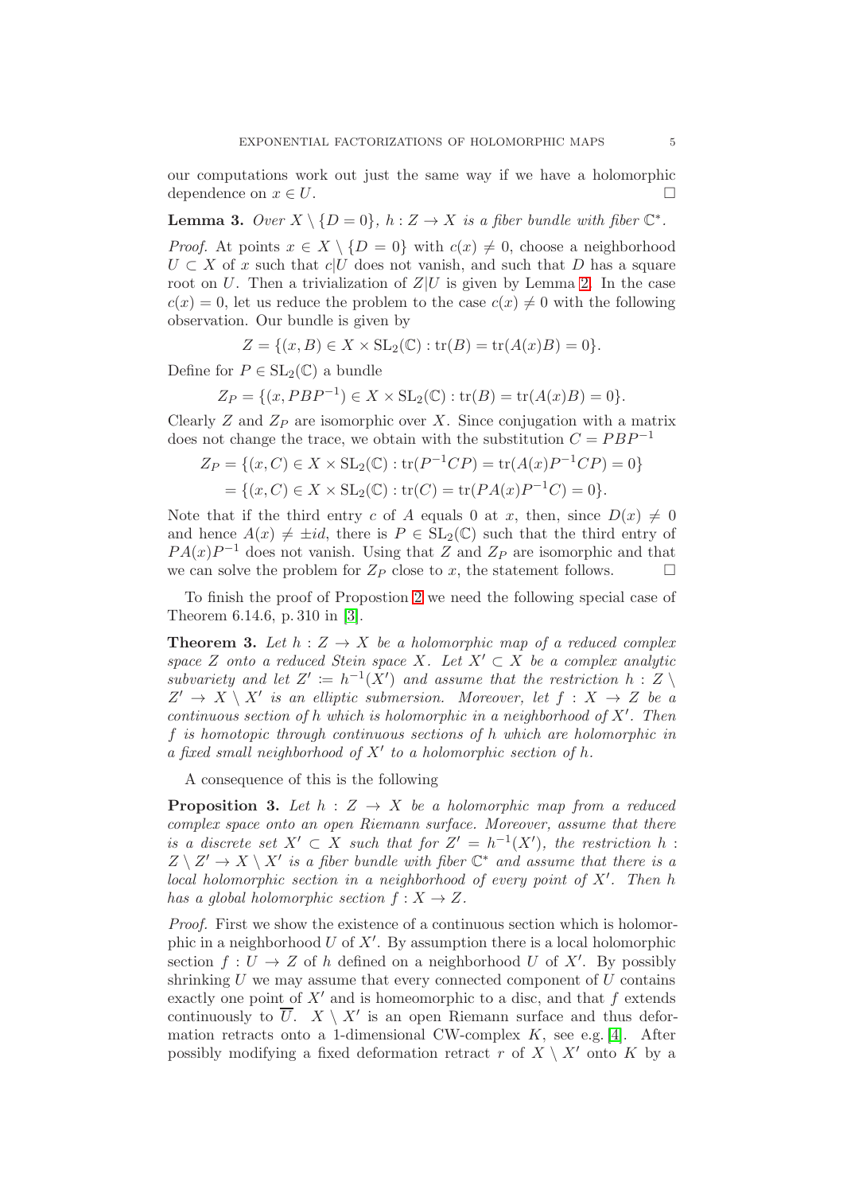our computations work out just the same way if we have a holomorphic dependence on $x \in U$. □

**Lemma 3.** *Over $X \setminus \{D = 0\}$, $h : Z \to X$ is a fiber bundle with fiber $\mathbb{C}^*$.*

*Proof.* At points $x \in X \setminus \{D = 0\}$ with $c(x) \neq 0$, choose a neighborhood $U \subset X$ of $x$ such that $c|U$ does not vanish, and such that $D$ has a square root on $U$. Then a trivialization of $Z|U$ is given by Lemma 2. In the case $c(x) = 0$, let us reduce the problem to the case $c(x) \neq 0$ with the following observation. Our bundle is given by

$$Z = \{(x, B) \in X \times \mathrm{SL}_2(\mathbb{C}) : \mathrm{tr}(B) = \mathrm{tr}(A(x)B) = 0\}.$$

Define for $P \in \mathrm{SL}_2(\mathbb{C})$ a bundle

$$Z_P = \{(x, PBP^{-1}) \in X \times \mathrm{SL}_2(\mathbb{C}) : \mathrm{tr}(B) = \mathrm{tr}(A(x)B) = 0\}.$$

Clearly $Z$ and $Z_P$ are isomorphic over $X$. Since conjugation with a matrix does not change the trace, we obtain with the substitution $C = PBP^{-1}$

$$\begin{aligned} Z_P &= \{(x, C) \in X \times \mathrm{SL}_2(\mathbb{C}) : \mathrm{tr}(P^{-1}CP) = \mathrm{tr}(A(x)P^{-1}CP) = 0\} \\ &= \{(x, C) \in X \times \mathrm{SL}_2(\mathbb{C}) : \mathrm{tr}(C) = \mathrm{tr}(PA(x)P^{-1}C) = 0\}. \end{aligned}$$

Note that if the third entry $c$ of $A$ equals 0 at $x$, then, since $D(x) \neq 0$ and hence $A(x) \neq \pm id$, there is $P \in \mathrm{SL}_2(\mathbb{C})$ such that the third entry of $PA(x)P^{-1}$ does not vanish. Using that $Z$ and $Z_P$ are isomorphic and that we can solve the problem for $Z_P$ close to $x$, the statement follows. □

To finish the proof of Propostion 2 we need the following special case of Theorem 6.14.6, p. 310 in [3].

**Theorem 3.** *Let $h : Z \to X$ be a holomorphic map of a reduced complex space $Z$ onto a reduced Stein space $X$. Let $X' \subset X$ be a complex analytic subvariety and let $Z' := h^{-1}(X')$ and assume that the restriction $h : Z \setminus Z' \to X \setminus X'$ is an elliptic submersion. Moreover, let $f : X \to Z$ be a continuous section of $h$ which is holomorphic in a neighborhood of $X'$. Then $f$ is homotopic through continuous sections of $h$ which are holomorphic in a fixed small neighborhood of $X'$ to a holomorphic section of $h$.*

A consequence of this is the following

**Proposition 3.** *Let $h : Z \to X$ be a holomorphic map from a reduced complex space onto an open Riemann surface. Moreover, assume that there is a discrete set $X' \subset X$ such that for $Z' = h^{-1}(X')$, the restriction $h : Z \setminus Z' \to X \setminus X'$ is a fiber bundle with fiber $\mathbb{C}^*$ and assume that there is a local holomorphic section in a neighborhood of every point of $X'$. Then $h$ has a global holomorphic section $f : X \to Z$.*

*Proof.* First we show the existence of a continuous section which is holomorphic in a neighborhood $U$ of $X'$. By assumption there is a local holomorphic section $f : U \to Z$ of $h$ defined on a neighborhood $U$ of $X'$. By possibly shrinking $U$ we may assume that every connected component of $U$ contains exactly one point of $X'$ and is homeomorphic to a disc, and that $f$ extends continuously to $\overline{U}$. $X \setminus X'$ is an open Riemann surface and thus deformation retracts onto a 1-dimensional CW-complex $K$, see e.g. [4]. After possibly modifying a fixed deformation retract $r$ of $X \setminus X'$ onto $K$ by a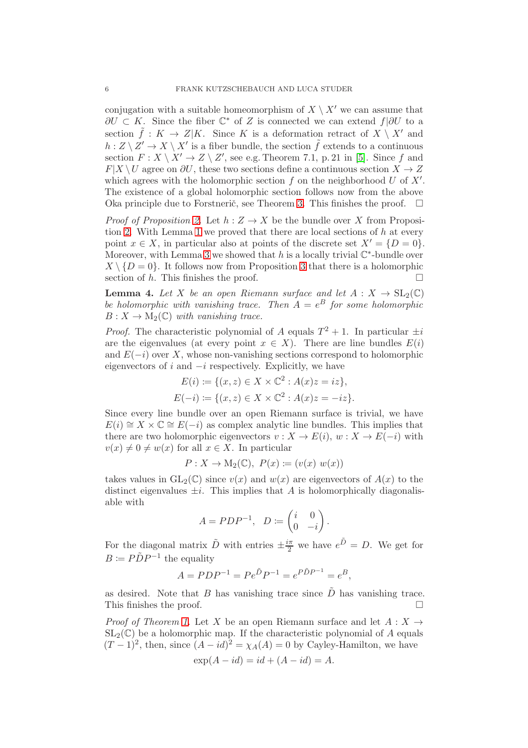conjugation with a suitable homeomorphism of $X \setminus X'$ we can assume that $\partial U \subset K$. Since the fiber $\mathbb{C}^*$ of $Z$ is connected we can extend $f|\partial U$ to a section $\tilde{f} : K \to Z|K$. Since $K$ is a deformation retract of $X \setminus X'$ and $h : Z \setminus Z' \to X \setminus X'$ is a fiber bundle, the section $\tilde{f}$ extends to a continuous section $F : X \setminus X' \to Z \setminus Z'$, see e.g. Theorem 7.1, p. 21 in [5]. Since $f$ and $F|X \setminus U$ agree on $\partial U$, these two sections define a continuous section $X \to Z$ which agrees with the holomorphic section $f$ on the neighborhood $U$ of $X'$. The existence of a global holomorphic section follows now from the above Oka principle due to Forstnerič, see Theorem 3. This finishes the proof. $\square$

*Proof of Proposition 2.* Let $h : Z \to X$ be the bundle over $X$ from Proposition 2. With Lemma 1 we proved that there are local sections of $h$ at every point $x \in X$, in particular also at points of the discrete set $X' = \{D = 0\}$. Moreover, with Lemma 3 we showed that $h$ is a locally trivial $\mathbb{C}^*$-bundle over $X \setminus \{D = 0\}$. It follows now from Proposition 3 that there is a holomorphic section of $h$. This finishes the proof. $\square$

**Lemma 4.** *Let $X$ be an open Riemann surface and let $A : X \to \mathrm{SL}_2(\mathbb{C})$ be holomorphic with vanishing trace. Then $A = e^B$ for some holomorphic $B : X \to \mathrm{M}_2(\mathbb{C})$ with vanishing trace.*

*Proof.* The characteristic polynomial of $A$ equals $T^2 + 1$. In particular $\pm i$ are the eigenvalues (at every point $x \in X$). There are line bundles $E(i)$ and $E(-i)$ over $X$, whose non-vanishing sections correspond to holomorphic eigenvectors of $i$ and $-i$ respectively. Explicitly, we have

$$E(i) \coloneqq \{(x, z) \in X \times \mathbb{C}^2 : A(x)z = iz\},$$
$$E(-i) \coloneqq \{(x, z) \in X \times \mathbb{C}^2 : A(x)z = -iz\}.$$

Since every line bundle over an open Riemann surface is trivial, we have $E(i) \cong X \times \mathbb{C} \cong E(-i)$ as complex analytic line bundles. This implies that there are two holomorphic eigenvectors $v : X \to E(i)$, $w : X \to E(-i)$ with $v(x) \neq 0 \neq w(x)$ for all $x \in X$. In particular

$$P : X \to \mathrm{M}_2(\mathbb{C}),\ P(x) \coloneqq (v(x)\ w(x))$$

takes values in $\mathrm{GL}_2(\mathbb{C})$ since $v(x)$ and $w(x)$ are eigenvectors of $A(x)$ to the distinct eigenvalues $\pm i$. This implies that $A$ is holomorphically diagonalisable with

$$A = PDP^{-1}, \quad D \coloneqq \begin{pmatrix} i & 0 \\ 0 & -i \end{pmatrix}.$$

For the diagonal matrix $\tilde{D}$ with entries $\pm\frac{i\pi}{2}$ we have $e^{\tilde{D}} = D$. We get for $B \coloneqq P\tilde{D}P^{-1}$ the equality

$$A = PDP^{-1} = Pe^{\tilde{D}}P^{-1} = e^{P\tilde{D}P^{-1}} = e^B,$$

as desired. Note that $B$ has vanishing trace since $\tilde{D}$ has vanishing trace. This finishes the proof. $\square$

*Proof of Theorem 1.* Let $X$ be an open Riemann surface and let $A : X \to \mathrm{SL}_2(\mathbb{C})$ be a holomorphic map. If the characteristic polynomial of $A$ equals $(T - 1)^2$, then, since $(A - id)^2 = \chi_A(A) = 0$ by Cayley-Hamilton, we have

$$\exp(A - id) = id + (A - id) = A.$$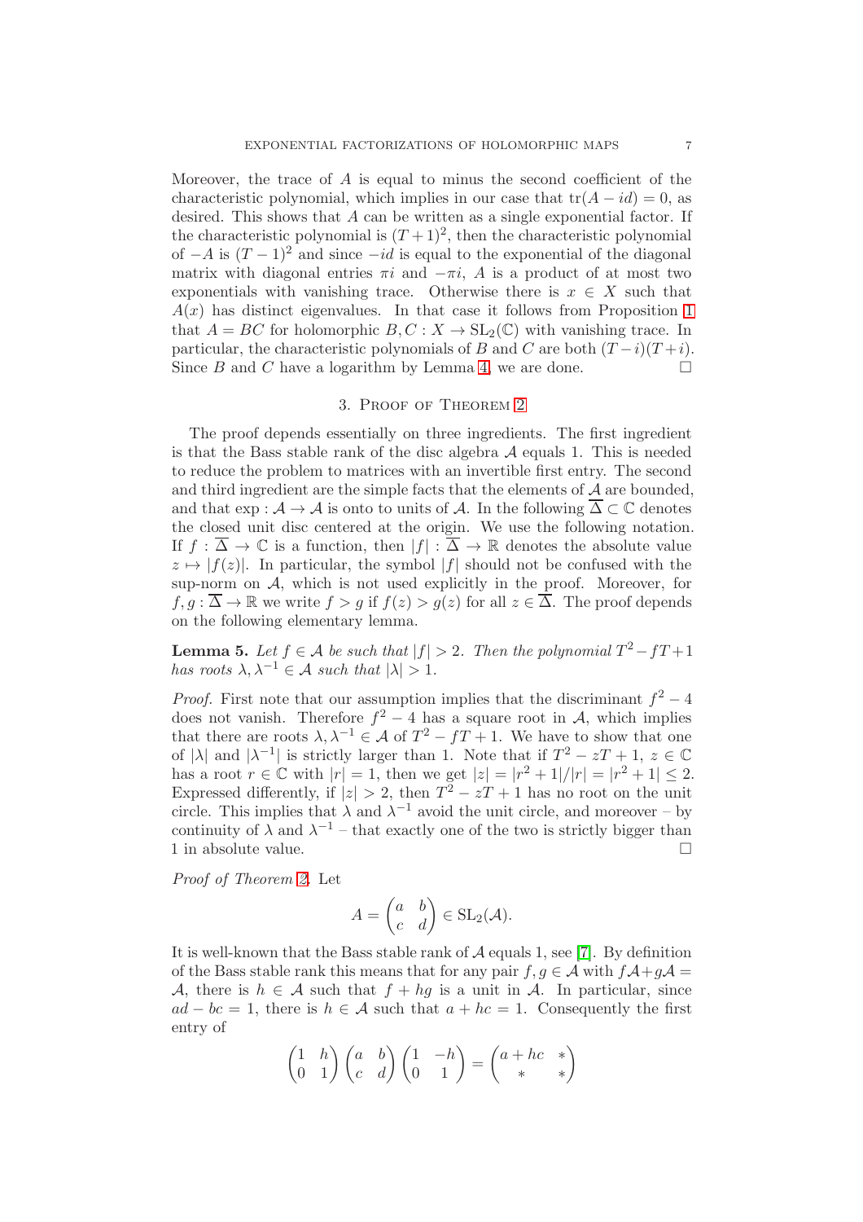Moreover, the trace of $A$ is equal to minus the second coefficient of the characteristic polynomial, which implies in our case that $\operatorname{tr}(A - id) = 0$, as desired. This shows that $A$ can be written as a single exponential factor. If the characteristic polynomial is $(T+1)^2$, then the characteristic polynomial of $-A$ is $(T-1)^2$ and since $-id$ is equal to the exponential of the diagonal matrix with diagonal entries $\pi i$ and $-\pi i$, $A$ is a product of at most two exponentials with vanishing trace. Otherwise there is $x \in X$ such that $A(x)$ has distinct eigenvalues. In that case it follows from Proposition 1 that $A = BC$ for holomorphic $B, C : X \to \mathrm{SL}_2(\mathbb{C})$ with vanishing trace. In particular, the characteristic polynomials of $B$ and $C$ are both $(T-i)(T+i)$. Since $B$ and $C$ have a logarithm by Lemma 4, we are done. □

## 3. Proof of Theorem 2

The proof depends essentially on three ingredients. The first ingredient is that the Bass stable rank of the disc algebra $\mathcal{A}$ equals 1. This is needed to reduce the problem to matrices with an invertible first entry. The second and third ingredient are the simple facts that the elements of $\mathcal{A}$ are bounded, and that $\exp : \mathcal{A} \to \mathcal{A}$ is onto to units of $\mathcal{A}$. In the following $\overline{\Delta} \subset \mathbb{C}$ denotes the closed unit disc centered at the origin. We use the following notation. If $f : \overline{\Delta} \to \mathbb{C}$ is a function, then $|f| : \overline{\Delta} \to \mathbb{R}$ denotes the absolute value $z \mapsto |f(z)|$. In particular, the symbol $|f|$ should not be confused with the sup-norm on $\mathcal{A}$, which is not used explicitly in the proof. Moreover, for $f, g : \overline{\Delta} \to \mathbb{R}$ we write $f > g$ if $f(z) > g(z)$ for all $z \in \overline{\Delta}$. The proof depends on the following elementary lemma.

**Lemma 5.** *Let $f \in \mathcal{A}$ be such that $|f| > 2$. Then the polynomial $T^2 - fT + 1$ has roots $\lambda, \lambda^{-1} \in \mathcal{A}$ such that $|\lambda| > 1$.*

*Proof.* First note that our assumption implies that the discriminant $f^2 - 4$ does not vanish. Therefore $f^2 - 4$ has a square root in $\mathcal{A}$, which implies that there are roots $\lambda, \lambda^{-1} \in \mathcal{A}$ of $T^2 - fT + 1$. We have to show that one of $|\lambda|$ and $|\lambda^{-1}|$ is strictly larger than 1. Note that if $T^2 - zT + 1$, $z \in \mathbb{C}$ has a root $r \in \mathbb{C}$ with $|r| = 1$, then we get $|z| = |r^2 + 1|/|r| = |r^2 + 1| \leq 2$. Expressed differently, if $|z| > 2$, then $T^2 - zT + 1$ has no root on the unit circle. This implies that $\lambda$ and $\lambda^{-1}$ avoid the unit circle, and moreover – by continuity of $\lambda$ and $\lambda^{-1}$ – that exactly one of the two is strictly bigger than 1 in absolute value. □

*Proof of Theorem 2.* Let

$$A = \begin{pmatrix} a & b \\ c & d \end{pmatrix} \in \mathrm{SL}_2(\mathcal{A}).$$

It is well-known that the Bass stable rank of $\mathcal{A}$ equals 1, see [7]. By definition of the Bass stable rank this means that for any pair $f, g \in \mathcal{A}$ with $f\mathcal{A} + g\mathcal{A} = \mathcal{A}$, there is $h \in \mathcal{A}$ such that $f + hg$ is a unit in $\mathcal{A}$. In particular, since $ad - bc = 1$, there is $h \in \mathcal{A}$ such that $a + hc = 1$. Consequently the first entry of

$$\begin{pmatrix} 1 & h \\ 0 & 1 \end{pmatrix} \begin{pmatrix} a & b \\ c & d \end{pmatrix} \begin{pmatrix} 1 & -h \\ 0 & 1 \end{pmatrix} = \begin{pmatrix} a + hc & * \\ * & * \end{pmatrix}$$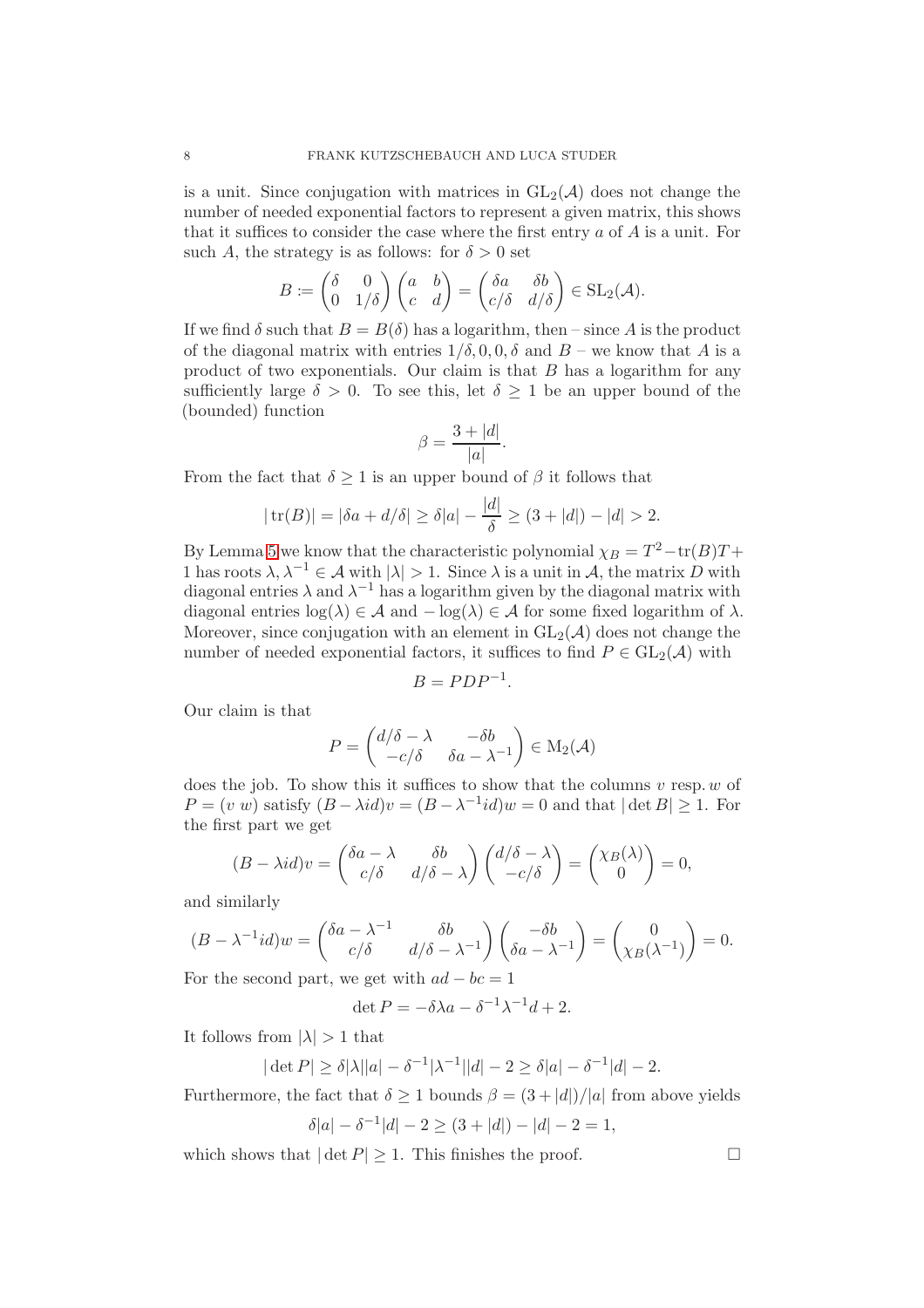is a unit. Since conjugation with matrices in $\mathrm{GL}_2(\mathcal{A})$ does not change the number of needed exponential factors to represent a given matrix, this shows that it suffices to consider the case where the first entry $a$ of $A$ is a unit. For such $A$, the strategy is as follows: for $\delta > 0$ set

$$B := \begin{pmatrix} \delta & 0 \\ 0 & 1/\delta \end{pmatrix} \begin{pmatrix} a & b \\ c & d \end{pmatrix} = \begin{pmatrix} \delta a & \delta b \\ c/\delta & d/\delta \end{pmatrix} \in \mathrm{SL}_2(\mathcal{A}).$$

If we find $\delta$ such that $B = B(\delta)$ has a logarithm, then – since $A$ is the product of the diagonal matrix with entries $1/\delta, 0, 0, \delta$ and $B$ – we know that $A$ is a product of two exponentials. Our claim is that $B$ has a logarithm for any sufficiently large $\delta > 0$. To see this, let $\delta \geq 1$ be an upper bound of the (bounded) function

$$\beta = \frac{3 + |d|}{|a|}.$$

From the fact that $\delta \geq 1$ is an upper bound of $\beta$ it follows that

$$|\operatorname{tr}(B)| = |\delta a + d/\delta| \geq \delta|a| - \frac{|d|}{\delta} \geq (3 + |d|) - |d| > 2.$$

By Lemma 5 we know that the characteristic polynomial $\chi_B = T^2 - \operatorname{tr}(B)T + 1$ has roots $\lambda, \lambda^{-1} \in \mathcal{A}$ with $|\lambda| > 1$. Since $\lambda$ is a unit in $\mathcal{A}$, the matrix $D$ with diagonal entries $\lambda$ and $\lambda^{-1}$ has a logarithm given by the diagonal matrix with diagonal entries $\log(\lambda) \in \mathcal{A}$ and $-\log(\lambda) \in \mathcal{A}$ for some fixed logarithm of $\lambda$. Moreover, since conjugation with an element in $\mathrm{GL}_2(\mathcal{A})$ does not change the number of needed exponential factors, it suffices to find $P \in \mathrm{GL}_2(\mathcal{A})$ with

$$B = PDP^{-1}.$$

Our claim is that

$$P = \begin{pmatrix} d/\delta - \lambda & -\delta b \\ -c/\delta & \delta a - \lambda^{-1} \end{pmatrix} \in \mathrm{M}_2(\mathcal{A})$$

does the job. To show this it suffices to show that the columns $v$ resp. $w$ of $P = (v\ w)$ satisfy $(B - \lambda id)v = (B - \lambda^{-1} id)w = 0$ and that $|\det B| \geq 1$. For the first part we get

$$(B - \lambda id)v = \begin{pmatrix} \delta a - \lambda & \delta b \\ c/\delta & d/\delta - \lambda \end{pmatrix} \begin{pmatrix} d/\delta - \lambda \\ -c/\delta \end{pmatrix} = \begin{pmatrix} \chi_B(\lambda) \\ 0 \end{pmatrix} = 0,$$

and similarly

$$(B - \lambda^{-1} id)w = \begin{pmatrix} \delta a - \lambda^{-1} & \delta b \\ c/\delta & d/\delta - \lambda^{-1} \end{pmatrix} \begin{pmatrix} -\delta b \\ \delta a - \lambda^{-1} \end{pmatrix} = \begin{pmatrix} 0 \\ \chi_B(\lambda^{-1}) \end{pmatrix} = 0.$$

For the second part, we get with $ad - bc = 1$

$$\det P = -\delta \lambda a - \delta^{-1} \lambda^{-1} d + 2.$$

It follows from $|\lambda| > 1$ that

$$|\det P| \geq \delta |\lambda| |a| - \delta^{-1} |\lambda^{-1}| |d| - 2 \geq \delta |a| - \delta^{-1} |d| - 2.$$

Furthermore, the fact that $\delta \geq 1$ bounds $\beta = (3 + |d|)/|a|$ from above yields

$$\delta |a| - \delta^{-1} |d| - 2 \geq (3 + |d|) - |d| - 2 = 1,$$

which shows that $|\det P| \geq 1$. This finishes the proof. $\square$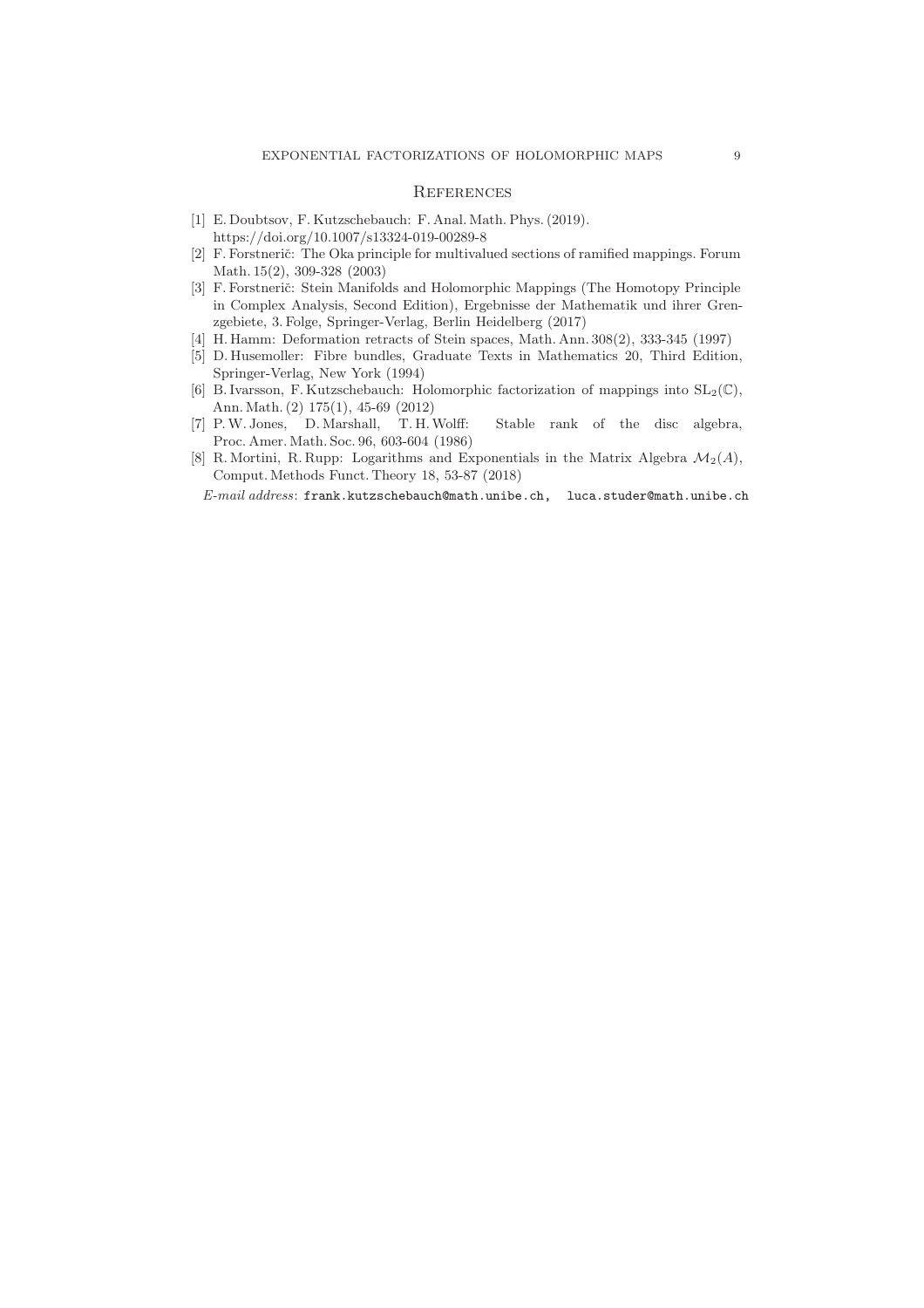## References

[1] E. Doubtsov, F. Kutzschebauch: F. Anal. Math. Phys. (2019). https://doi.org/10.1007/s13324-019-00289-8

[2] F. Forstnerič: The Oka principle for multivalued sections of ramified mappings. Forum Math. 15(2), 309-328 (2003)

[3] F. Forstnerič: Stein Manifolds and Holomorphic Mappings (The Homotopy Principle in Complex Analysis, Second Edition), Ergebnisse der Mathematik und ihrer Grenzgebiete, 3. Folge, Springer-Verlag, Berlin Heidelberg (2017)

[4] H. Hamm: Deformation retracts of Stein spaces, Math. Ann. 308(2), 333-345 (1997)

[5] D. Husemoller: Fibre bundles, Graduate Texts in Mathematics 20, Third Edition, Springer-Verlag, New York (1994)

[6] B. Ivarsson, F. Kutzschebauch: Holomorphic factorization of mappings into $\mathrm{SL}_2(\mathbb{C})$, Ann. Math. (2) 175(1), 45-69 (2012)

[7] P. W. Jones, D. Marshall, T. H. Wolff: Stable rank of the disc algebra, Proc. Amer. Math. Soc. 96, 603-604 (1986)

[8] R. Mortini, R. Rupp: Logarithms and Exponentials in the Matrix Algebra $\mathcal{M}_2(A)$, Comput. Methods Funct. Theory 18, 53-87 (2018)

*E-mail address*: frank.kutzschebauch@math.unibe.ch, luca.studer@math.unibe.ch